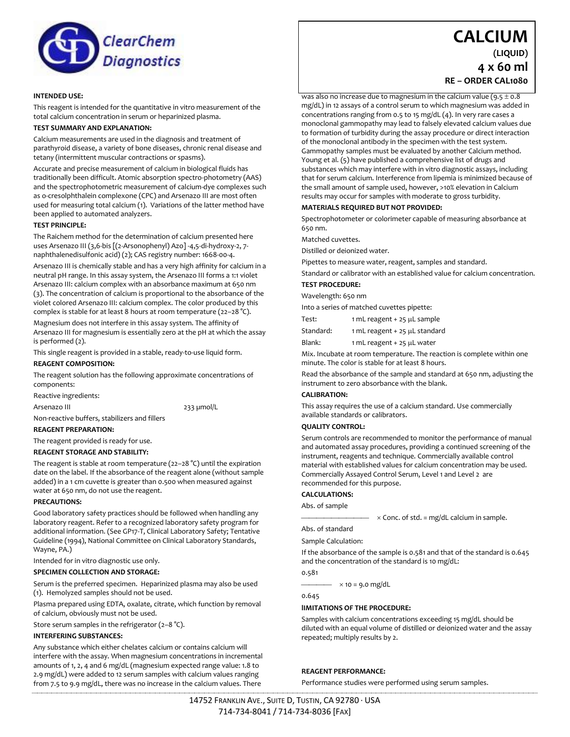ClearChem Diagnostics

# CALCIUM

**(LIQUID)**

**4 x 60 ml**

**RE – ORDER CAL1080**

### INTENDED USE:

This reagent is intended for the quantitative in vitro measurement of the total calcium concentration in serum or heparinized plasma.

### TEST SUMMARY AND EXPLANATION:

Calcium measurements are used in the diagnosis and treatment of parathyroid disease, a variety of bone diseases, chronic renal disease and tetany (intermittent muscular contractions or spasms).

Accurate and precise measurement of calcium in biological fluids has traditionally been difficult. Atomic absorption spectro-photometry (AAS) and the spectrophotometric measurement of calcium-dye complexes such as o-cresolphthalein complexone (CPC) and Arsenazo III are most often used for measuring total calcium (1). Variations of the latter method have been applied to automated analyzers.

### TEST PRINCIPLE:

The Raichem method for the determination of calcium presented here uses Arsenazo III (3,6-bis [(2-Arsonophenyl) Azo] -4,5-di-hydroxy-2, 7-naphthalenedisulfonic acid) (2); CAS registry number: 1668-00-4.

Arsenazo III is chemically stable and has a very high affinity for calcium in a neutral pH range. In this assay system, the Arsenazo III forms a 1:1 violet Arsenazo III: calcium complex with an absorbance maximum at 650 nm (3). The concentration of calcium is proportional to the absorbance of the violet colored Arsenazo III: calcium complex. The color produced by this complex is stable for at least 8 hours at room temperature (22–28 °C).

Magnesium does not interfere in this assay system. The affinity of Arsenazo III for magnesium is essentially zero at the pH at which the assay is performed (2).

This single reagent is provided in a stable, ready-to-use liquid form.

### REAGENT COMPOSITION:

The reagent solution has the following approximate concentrations of components:

Reactive ingredients:

| | |
|---|---|
| Arsenazo III | 233 µmol/L |

Non-reactive buffers, stabilizers and fillers

### REAGENT PREPARATION:

The reagent provided is ready for use.

### REAGENT STORAGE AND STABILITY:

The reagent is stable at room temperature (22–28 °C) until the expiration date on the label. If the absorbance of the reagent alone (without sample added) in a 1 cm cuvette is greater than 0.500 when measured against water at 650 nm, do not use the reagent.

### PRECAUTIONS:

Good laboratory safety practices should be followed when handling any laboratory reagent. Refer to a recognized laboratory safety program for additional information. (See GP17-T, Clinical Laboratory Safety; Tentative Guideline (1994), National Committee on Clinical Laboratory Standards, Wayne, PA.)

Intended for in vitro diagnostic use only.

### SPECIMEN COLLECTION AND STORAGE:

Serum is the preferred specimen. Heparinized plasma may also be used (1). Hemolyzed samples should not be used.

Plasma prepared using EDTA, oxalate, citrate, which function by removal of calcium, obviously must not be used.

Store serum samples in the refrigerator (2–8 °C).

### INTERFERING SUBSTANCES:

Any substance which either chelates calcium or contains calcium will interfere with the assay. When magnesium concentrations in incremental amounts of 1, 2, 4 and 6 mg/dL (magnesium expected range value: 1.8 to 2.9 mg/dL) were added to 12 serum samples with calcium values ranging from 7.5 to 9.9 mg/dL, there was no increase in the calcium values. There was also no increase due to magnesium in the calcium value ($9.5 \pm 0.8$ mg/dL) in 12 assays of a control serum to which magnesium was added in concentrations ranging from 0.5 to 15 mg/dL (4). In very rare cases a monoclonal gammopathy may lead to falsely elevated calcium values due to formation of turbidity during the assay procedure or direct interaction of the monoclonal antibody in the specimen with the test system. Gammopathy samples must be evaluated by another Calcium method. Young et al. (5) have published a comprehensive list of drugs and substances which may interfere with in vitro diagnostic assays, including that for serum calcium. Interference from lipemia is minimized because of the small amount of sample used, however, >10% elevation in Calcium results may occur for samples with moderate to gross turbidity.

### MATERIALS REQUIRED BUT NOT PROVIDED:

Spectrophotometer or colorimeter capable of measuring absorbance at 650 nm.

Matched cuvettes.

Distilled or deionized water.

Pipettes to measure water, reagent, samples and standard.

Standard or calibrator with an established value for calcium concentration.

### TEST PROCEDURE:

Wavelength: 650 nm

Into a series of matched cuvettes pipette:

| | |
|---|---|
| Test: | 1 mL reagent + 25 µL sample |
| Standard: | 1 mL reagent + 25 µL standard |
| Blank: | 1 mL reagent + 25 µL water |

Mix. Incubate at room temperature. The reaction is complete within one minute. The color is stable for at least 8 hours.

Read the absorbance of the sample and standard at 650 nm, adjusting the instrument to zero absorbance with the blank.

### CALIBRATION:

This assay requires the use of a calcium standard. Use commercially available standards or calibrators.

### QUALITY CONTROL:

Serum controls are recommended to monitor the performance of manual and automated assay procedures, providing a continued screening of the instrument, reagents and technique. Commercially available control material with established values for calcium concentration may be used. Commercially Assayed Control Serum, Level 1 and Level 2 are recommended for this purpose.

### CALCULATIONS:

$$\frac{\text{Abs. of sample}}{\text{Abs. of standard}} \times \text{Conc. of std.} = \text{mg/dL calcium in sample.}$$

Sample Calculation:

If the absorbance of the sample is 0.581 and that of the standard is 0.645 and the concentration of the standard is 10 mg/dL:

$$\frac{0.581}{0.645} \times 10 = 9.0 \text{ mg/dL}$$

### lIMITATIONS OF THE PROCEDURE:

Samples with calcium concentrations exceeding 15 mg/dL should be diluted with an equal volume of distilled or deionized water and the assay repeated; multiply results by 2.

### REAGENT PERFORMANCE:

Performance studies were performed using serum samples.

14752 Franklin Ave., Suite D, Tustin, CA 92780 · USA
714-734-8041 / 714-734-8036 [Fax]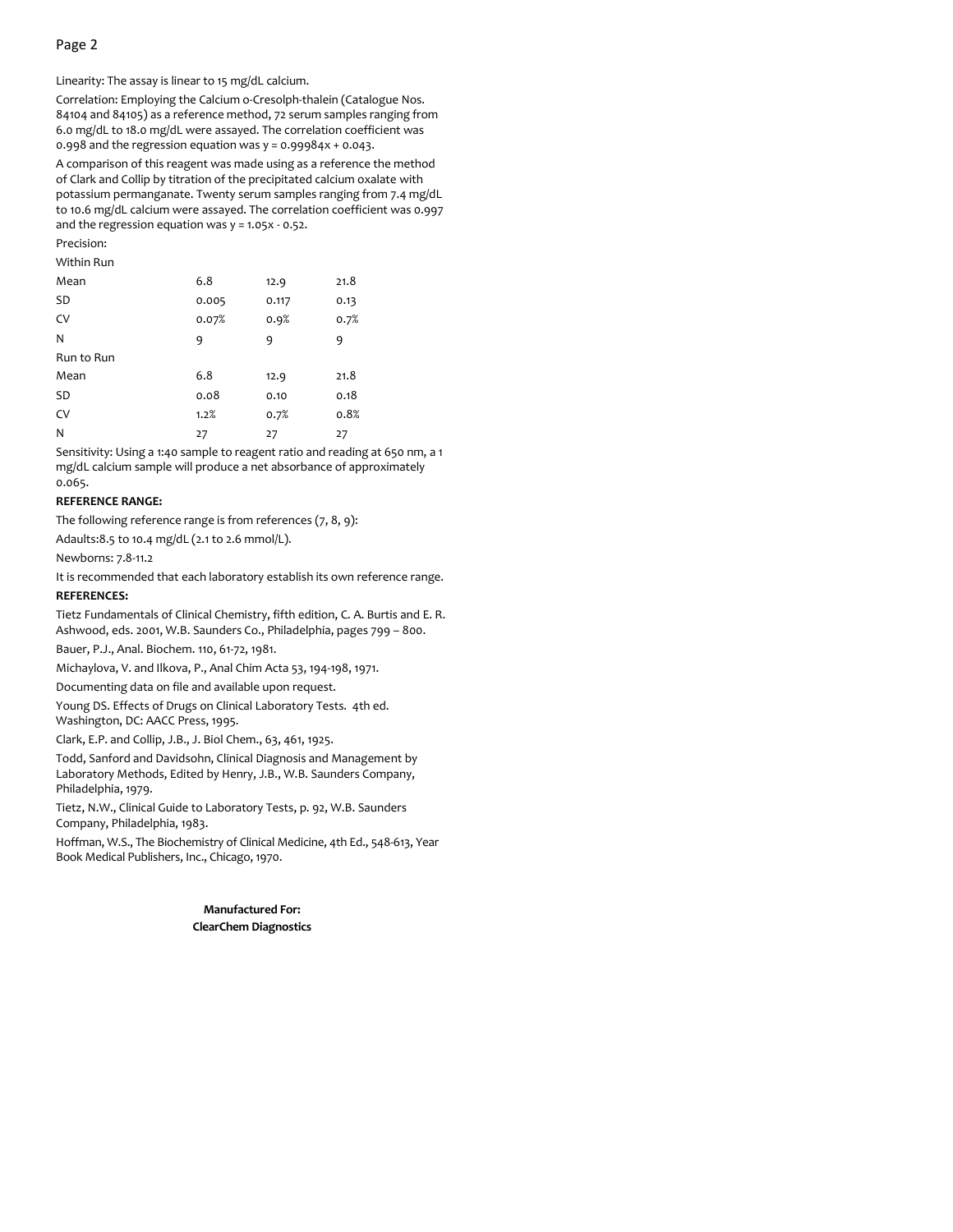Linearity: The assay is linear to 15 mg/dL calcium.

Correlation: Employing the Calcium o-Cresolph-thalein (Catalogue Nos. 84104 and 84105) as a reference method, 72 serum samples ranging from 6.0 mg/dL to 18.0 mg/dL were assayed. The correlation coefficient was 0.998 and the regression equation was $y = 0.99984x + 0.043$.

A comparison of this reagent was made using as a reference the method of Clark and Collip by titration of the precipitated calcium oxalate with potassium permanganate. Twenty serum samples ranging from 7.4 mg/dL to 10.6 mg/dL calcium were assayed. The correlation coefficient was 0.997 and the regression equation was $y = 1.05x - 0.52$.

Precision:

| | | | |
|---|---|---|---|
| Within Run | | | |
| Mean | 6.8 | 12.9 | 21.8 |
| SD | 0.005 | 0.117 | 0.13 |
| CV | 0.07% | 0.9% | 0.7% |
| N | 9 | 9 | 9 |
| Run to Run | | | |
| Mean | 6.8 | 12.9 | 21.8 |
| SD | 0.08 | 0.10 | 0.18 |
| CV | 1.2% | 0.7% | 0.8% |
| N | 27 | 27 | 27 |

Sensitivity: Using a 1:40 sample to reagent ratio and reading at 650 nm, a 1 mg/dL calcium sample will produce a net absorbance of approximately 0.065.

**REFERENCE RANGE:**

The following reference range is from references (7, 8, 9):

Adaults:8.5 to 10.4 mg/dL (2.1 to 2.6 mmol/L).

Newborns: 7.8-11.2

It is recommended that each laboratory establish its own reference range.

**REFERENCES:**

Tietz Fundamentals of Clinical Chemistry, fifth edition, C. A. Burtis and E. R. Ashwood, eds. 2001, W.B. Saunders Co., Philadelphia, pages 799 – 800.

Bauer, P.J., Anal. Biochem. 110, 61-72, 1981.

Michaylova, V. and Ilkova, P., Anal Chim Acta 53, 194-198, 1971.

Documenting data on file and available upon request.

Young DS. Effects of Drugs on Clinical Laboratory Tests. 4th ed. Washington, DC: AACC Press, 1995.

Clark, E.P. and Collip, J.B., J. Biol Chem., 63, 461, 1925.

Todd, Sanford and Davidsohn, Clinical Diagnosis and Management by Laboratory Methods, Edited by Henry, J.B., W.B. Saunders Company, Philadelphia, 1979.

Tietz, N.W., Clinical Guide to Laboratory Tests, p. 92, W.B. Saunders Company, Philadelphia, 1983.

Hoffman, W.S., The Biochemistry of Clinical Medicine, 4th Ed., 548-613, Year Book Medical Publishers, Inc., Chicago, 1970.

**Manufactured For:**
**ClearChem Diagnostics**